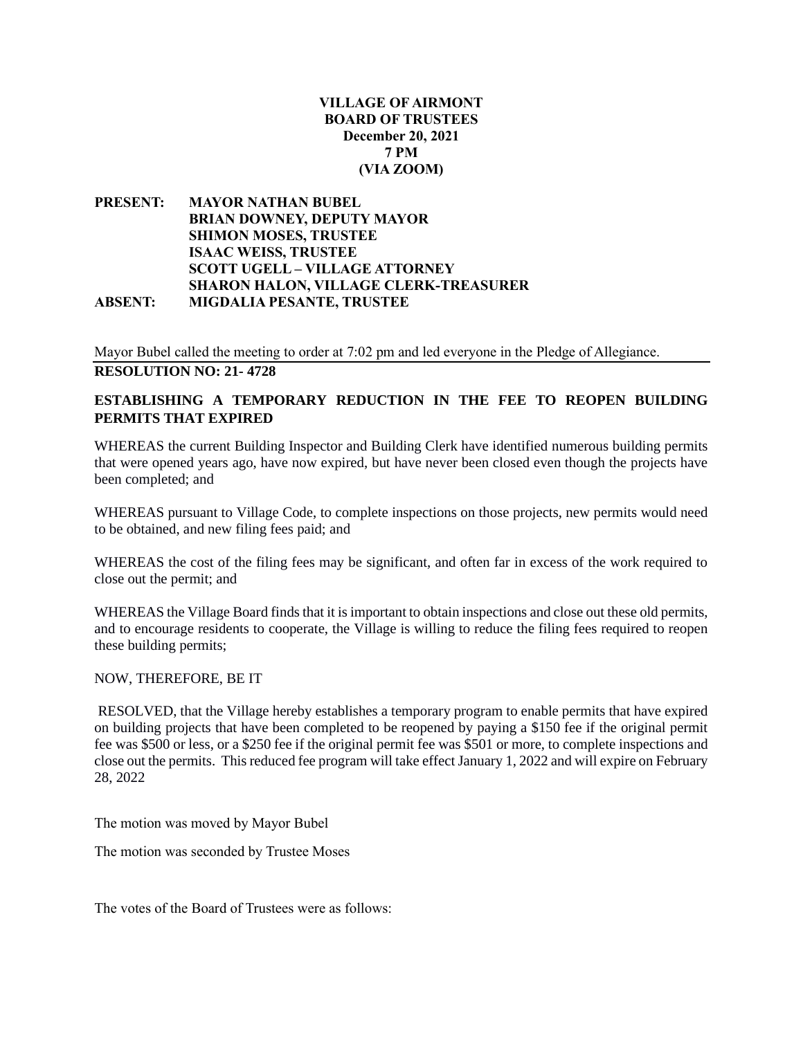**VILLAGE OF AIRMONT**
**BOARD OF TRUSTEES**
**December 20, 2021**
**7 PM**
**(VIA ZOOM)**

**PRESENT:** **MAYOR NATHAN BUBEL**
**BRIAN DOWNEY, DEPUTY MAYOR**
**SHIMON MOSES, TRUSTEE**
**ISAAC WEISS, TRUSTEE**
**SCOTT UGELL – VILLAGE ATTORNEY**
**SHARON HALON, VILLAGE CLERK-TREASURER**
**ABSENT:** **MIGDALIA PESANTE, TRUSTEE**

Mayor Bubel called the meeting to order at 7:02 pm and led everyone in the Pledge of Allegiance.

**RESOLUTION NO: 21- 4728**

**ESTABLISHING A TEMPORARY REDUCTION IN THE FEE TO REOPEN BUILDING PERMITS THAT EXPIRED**

WHEREAS the current Building Inspector and Building Clerk have identified numerous building permits that were opened years ago, have now expired, but have never been closed even though the projects have been completed; and

WHEREAS pursuant to Village Code, to complete inspections on those projects, new permits would need to be obtained, and new filing fees paid; and

WHEREAS the cost of the filing fees may be significant, and often far in excess of the work required to close out the permit; and

WHEREAS the Village Board finds that it is important to obtain inspections and close out these old permits, and to encourage residents to cooperate, the Village is willing to reduce the filing fees required to reopen these building permits;

NOW, THEREFORE, BE IT

RESOLVED, that the Village hereby establishes a temporary program to enable permits that have expired on building projects that have been completed to be reopened by paying a $150 fee if the original permit fee was $500 or less, or a $250 fee if the original permit fee was $501 or more, to complete inspections and close out the permits. This reduced fee program will take effect January 1, 2022 and will expire on February 28, 2022

The motion was moved by Mayor Bubel

The motion was seconded by Trustee Moses

The votes of the Board of Trustees were as follows: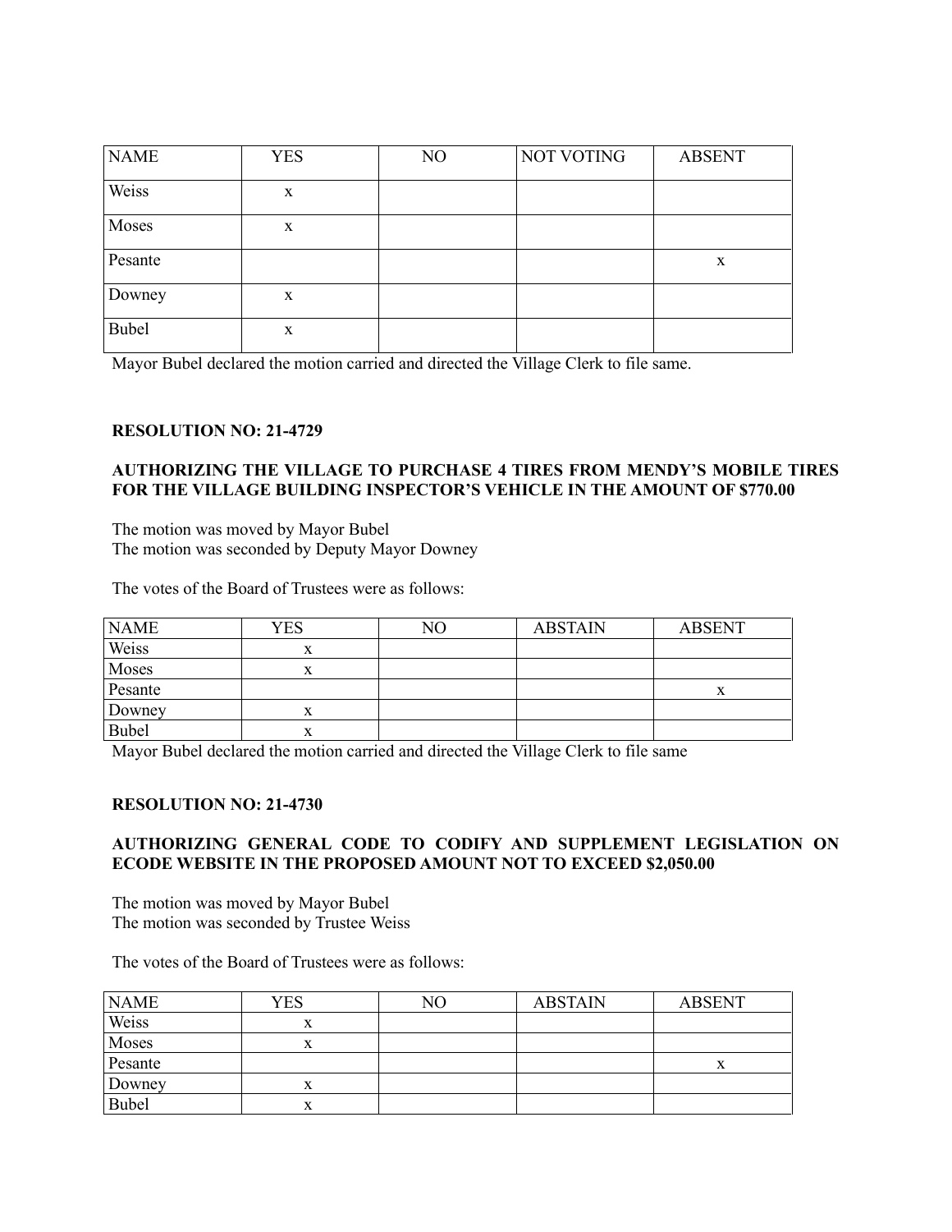| NAME | YES | NO | NOT VOTING | ABSENT |
|---|---|---|---|---|
| Weiss | x | | | |
| Moses | x | | | |
| Pesante | | | | x |
| Downey | x | | | |
| Bubel | x | | | |

Mayor Bubel declared the motion carried and directed the Village Clerk to file same.

**RESOLUTION NO: 21-4729**

**AUTHORIZING THE VILLAGE TO PURCHASE 4 TIRES FROM MENDY'S MOBILE TIRES FOR THE VILLAGE BUILDING INSPECTOR'S VEHICLE IN THE AMOUNT OF $770.00**

The motion was moved by Mayor Bubel
The motion was seconded by Deputy Mayor Downey

The votes of the Board of Trustees were as follows:

| NAME | YES | NO | ABSTAIN | ABSENT |
|---|---|---|---|---|
| Weiss | x | | | |
| Moses | x | | | |
| Pesante | | | | x |
| Downey | x | | | |
| Bubel | x | | | |

Mayor Bubel declared the motion carried and directed the Village Clerk to file same

**RESOLUTION NO: 21-4730**

**AUTHORIZING GENERAL CODE TO CODIFY AND SUPPLEMENT LEGISLATION ON ECODE WEBSITE IN THE PROPOSED AMOUNT NOT TO EXCEED $2,050.00**

The motion was moved by Mayor Bubel
The motion was seconded by Trustee Weiss

The votes of the Board of Trustees were as follows:

| NAME | YES | NO | ABSTAIN | ABSENT |
|---|---|---|---|---|
| Weiss | x | | | |
| Moses | x | | | |
| Pesante | | | | x |
| Downey | x | | | |
| Bubel | x | | | |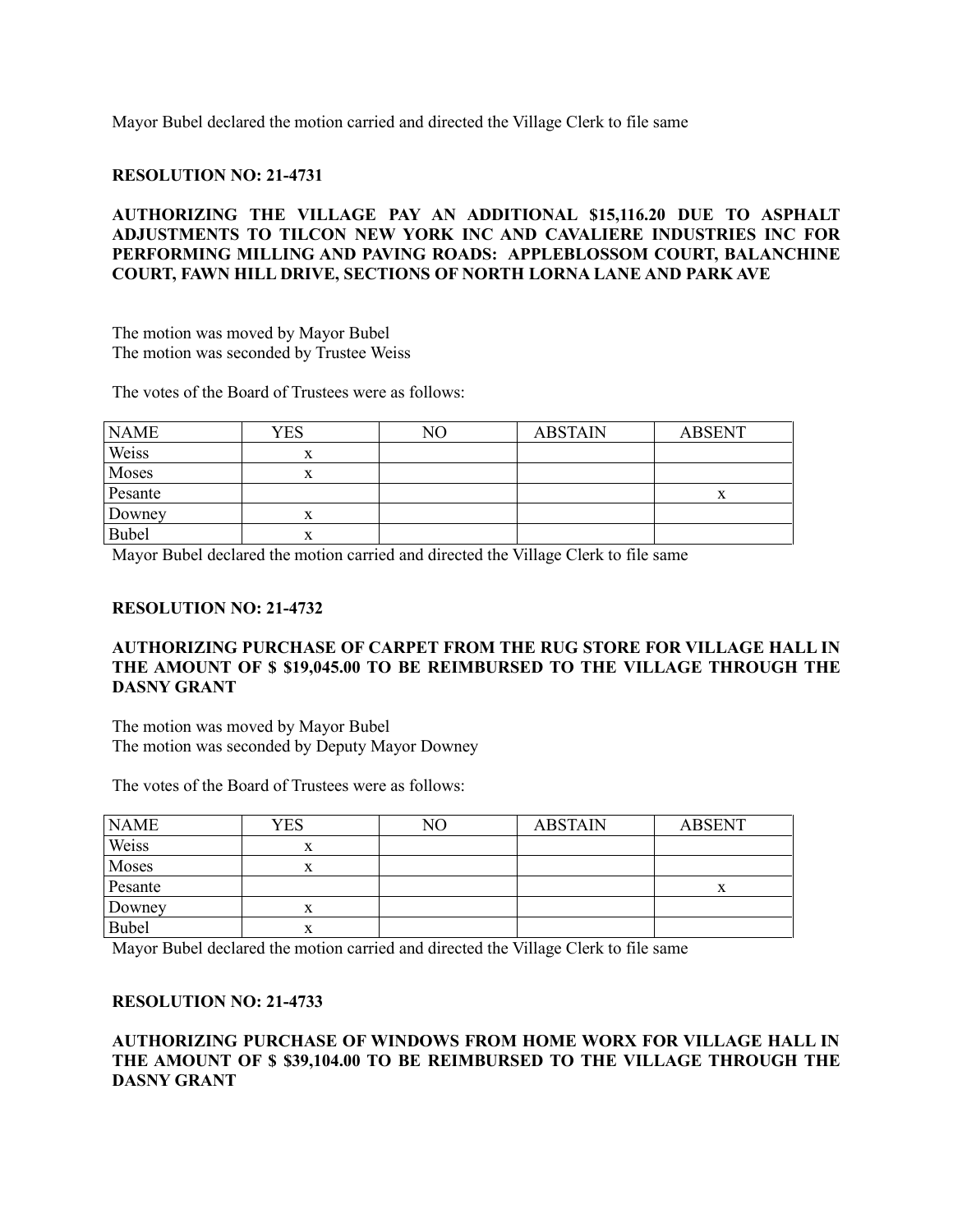Mayor Bubel declared the motion carried and directed the Village Clerk to file same

**RESOLUTION NO: 21-4731**

**AUTHORIZING THE VILLAGE PAY AN ADDITIONAL $15,116.20 DUE TO ASPHALT ADJUSTMENTS TO TILCON NEW YORK INC AND CAVALIERE INDUSTRIES INC FOR PERFORMING MILLING AND PAVING ROADS: APPLEBLOSSOM COURT, BALANCHINE COURT, FAWN HILL DRIVE, SECTIONS OF NORTH LORNA LANE AND PARK AVE**

The motion was moved by Mayor Bubel
The motion was seconded by Trustee Weiss

The votes of the Board of Trustees were as follows:

| NAME | YES | NO | ABSTAIN | ABSENT |
|---|---|---|---|---|
| Weiss | x | | | |
| Moses | x | | | |
| Pesante | | | | x |
| Downey | x | | | |
| Bubel | x | | | |

Mayor Bubel declared the motion carried and directed the Village Clerk to file same

**RESOLUTION NO: 21-4732**

**AUTHORIZING PURCHASE OF CARPET FROM THE RUG STORE FOR VILLAGE HALL IN THE AMOUNT OF $ $19,045.00 TO BE REIMBURSED TO THE VILLAGE THROUGH THE DASNY GRANT**

The motion was moved by Mayor Bubel
The motion was seconded by Deputy Mayor Downey

The votes of the Board of Trustees were as follows:

| NAME | YES | NO | ABSTAIN | ABSENT |
|---|---|---|---|---|
| Weiss | x | | | |
| Moses | x | | | |
| Pesante | | | | x |
| Downey | x | | | |
| Bubel | x | | | |

Mayor Bubel declared the motion carried and directed the Village Clerk to file same

**RESOLUTION NO: 21-4733**

**AUTHORIZING PURCHASE OF WINDOWS FROM HOME WORX FOR VILLAGE HALL IN THE AMOUNT OF $ $39,104.00 TO BE REIMBURSED TO THE VILLAGE THROUGH THE DASNY GRANT**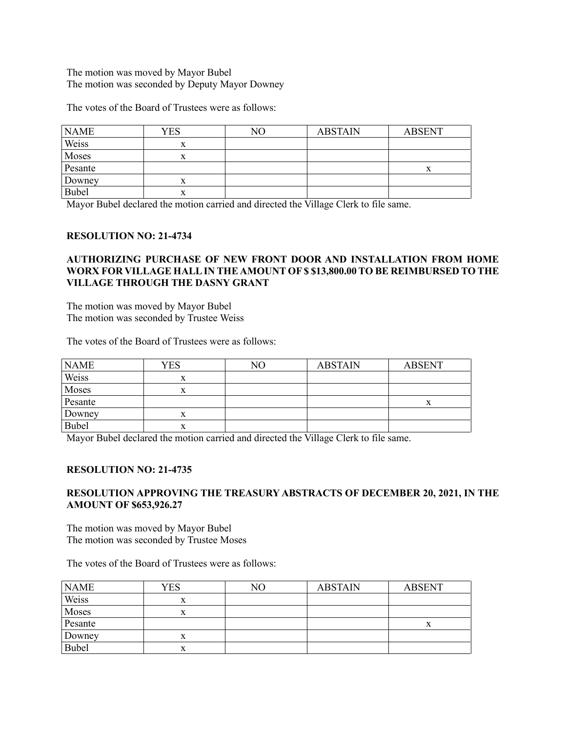The motion was moved by Mayor Bubel
The motion was seconded by Deputy Mayor Downey

The votes of the Board of Trustees were as follows:

| NAME | YES | NO | ABSTAIN | ABSENT |
|---|---|---|---|---|
| Weiss | x | | | |
| Moses | x | | | |
| Pesante | | | | x |
| Downey | x | | | |
| Bubel | x | | | |

Mayor Bubel declared the motion carried and directed the Village Clerk to file same.

**RESOLUTION NO: 21-4734**

**AUTHORIZING PURCHASE OF NEW FRONT DOOR AND INSTALLATION FROM HOME WORX FOR VILLAGE HALL IN THE AMOUNT OF $ $13,800.00 TO BE REIMBURSED TO THE VILLAGE THROUGH THE DASNY GRANT**

The motion was moved by Mayor Bubel
The motion was seconded by Trustee Weiss

The votes of the Board of Trustees were as follows:

| NAME | YES | NO | ABSTAIN | ABSENT |
|---|---|---|---|---|
| Weiss | x | | | |
| Moses | x | | | |
| Pesante | | | | x |
| Downey | x | | | |
| Bubel | x | | | |

Mayor Bubel declared the motion carried and directed the Village Clerk to file same.

**RESOLUTION NO: 21-4735**

**RESOLUTION APPROVING THE TREASURY ABSTRACTS OF DECEMBER 20, 2021, IN THE AMOUNT OF $653,926.27**

The motion was moved by Mayor Bubel
The motion was seconded by Trustee Moses

The votes of the Board of Trustees were as follows:

| NAME | YES | NO | ABSTAIN | ABSENT |
|---|---|---|---|---|
| Weiss | x | | | |
| Moses | x | | | |
| Pesante | | | | x |
| Downey | x | | | |
| Bubel | x | | | |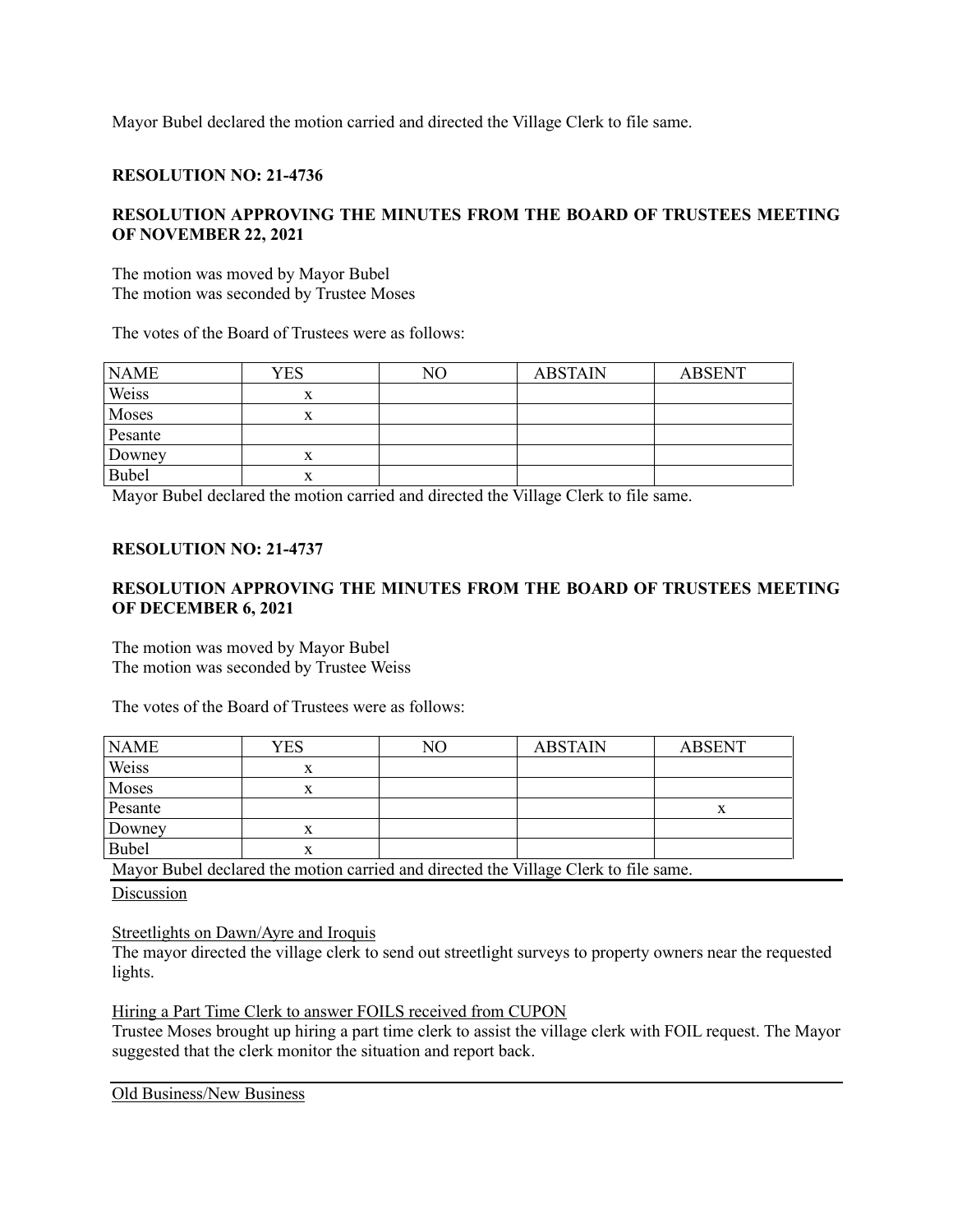Mayor Bubel declared the motion carried and directed the Village Clerk to file same.

**RESOLUTION NO: 21-4736**

**RESOLUTION APPROVING THE MINUTES FROM THE BOARD OF TRUSTEES MEETING OF NOVEMBER 22, 2021**

The motion was moved by Mayor Bubel
The motion was seconded by Trustee Moses

The votes of the Board of Trustees were as follows:

| NAME | YES | NO | ABSTAIN | ABSENT |
|---|---|---|---|---|
| Weiss | x | | | |
| Moses | x | | | |
| Pesante | | | | |
| Downey | x | | | |
| Bubel | x | | | |

Mayor Bubel declared the motion carried and directed the Village Clerk to file same.

**RESOLUTION NO: 21-4737**

**RESOLUTION APPROVING THE MINUTES FROM THE BOARD OF TRUSTEES MEETING OF DECEMBER 6, 2021**

The motion was moved by Mayor Bubel
The motion was seconded by Trustee Weiss

The votes of the Board of Trustees were as follows:

| NAME | YES | NO | ABSTAIN | ABSENT |
|---|---|---|---|---|
| Weiss | x | | | |
| Moses | x | | | |
| Pesante | | | | x |
| Downey | x | | | |
| Bubel | x | | | |

Mayor Bubel declared the motion carried and directed the Village Clerk to file same.

---

Discussion

Streetlights on Dawn/Ayre and Iroquis
The mayor directed the village clerk to send out streetlight surveys to property owners near the requested lights.

Hiring a Part Time Clerk to answer FOILS received from CUPON
Trustee Moses brought up hiring a part time clerk to assist the village clerk with FOIL request. The Mayor suggested that the clerk monitor the situation and report back.

---

Old Business/New Business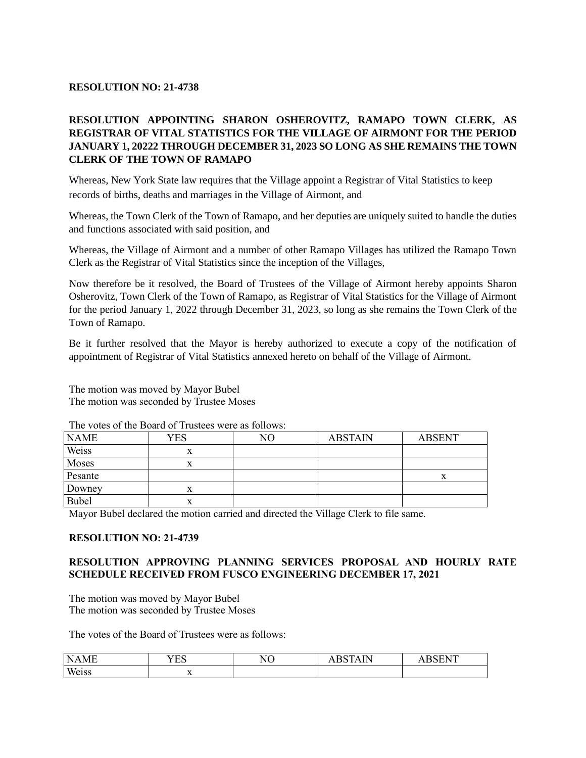**RESOLUTION NO: 21-4738**

**RESOLUTION APPOINTING SHARON OSHEROVITZ, RAMAPO TOWN CLERK, AS REGISTRAR OF VITAL STATISTICS FOR THE VILLAGE OF AIRMONT FOR THE PERIOD JANUARY 1, 20222 THROUGH DECEMBER 31, 2023 SO LONG AS SHE REMAINS THE TOWN CLERK OF THE TOWN OF RAMAPO**

Whereas, New York State law requires that the Village appoint a Registrar of Vital Statistics to keep records of births, deaths and marriages in the Village of Airmont, and

Whereas, the Town Clerk of the Town of Ramapo, and her deputies are uniquely suited to handle the duties and functions associated with said position, and

Whereas, the Village of Airmont and a number of other Ramapo Villages has utilized the Ramapo Town Clerk as the Registrar of Vital Statistics since the inception of the Villages,

Now therefore be it resolved, the Board of Trustees of the Village of Airmont hereby appoints Sharon Osherovitz, Town Clerk of the Town of Ramapo, as Registrar of Vital Statistics for the Village of Airmont for the period January 1, 2022 through December 31, 2023, so long as she remains the Town Clerk of the Town of Ramapo.

Be it further resolved that the Mayor is hereby authorized to execute a copy of the notification of appointment of Registrar of Vital Statistics annexed hereto on behalf of the Village of Airmont.

The motion was moved by Mayor Bubel
The motion was seconded by Trustee Moses

The votes of the Board of Trustees were as follows:

| NAME | YES | NO | ABSTAIN | ABSENT |
|---|---|---|---|---|
| Weiss | x | | | |
| Moses | x | | | |
| Pesante | | | | x |
| Downey | x | | | |
| Bubel | x | | | |

Mayor Bubel declared the motion carried and directed the Village Clerk to file same.

**RESOLUTION NO: 21-4739**

**RESOLUTION APPROVING PLANNING SERVICES PROPOSAL AND HOURLY RATE SCHEDULE RECEIVED FROM FUSCO ENGINEERING DECEMBER 17, 2021**

The motion was moved by Mayor Bubel
The motion was seconded by Trustee Moses

The votes of the Board of Trustees were as follows:

| NAME | YES | NO | ABSTAIN | ABSENT |
|---|---|---|---|---|
| Weiss | x | | | |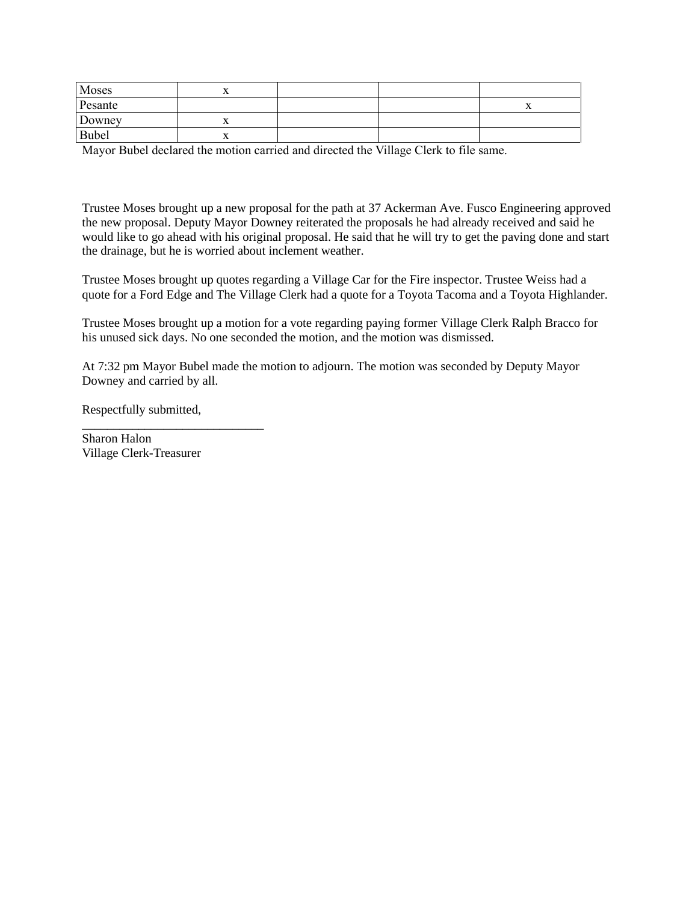| | | | | |
|---|---|---|---|---|
| Moses | x | | | |
| Pesante | | | | x |
| Downey | x | | | |
| Bubel | x | | | |

Mayor Bubel declared the motion carried and directed the Village Clerk to file same.

Trustee Moses brought up a new proposal for the path at 37 Ackerman Ave. Fusco Engineering approved the new proposal. Deputy Mayor Downey reiterated the proposals he had already received and said he would like to go ahead with his original proposal. He said that he will try to get the paving done and start the drainage, but he is worried about inclement weather.

Trustee Moses brought up quotes regarding a Village Car for the Fire inspector. Trustee Weiss had a quote for a Ford Edge and The Village Clerk had a quote for a Toyota Tacoma and a Toyota Highlander.

Trustee Moses brought up a motion for a vote regarding paying former Village Clerk Ralph Bracco for his unused sick days. No one seconded the motion, and the motion was dismissed.

At 7:32 pm Mayor Bubel made the motion to adjourn. The motion was seconded by Deputy Mayor Downey and carried by all.

Respectfully submitted,

_____________________________

Sharon Halon
Village Clerk-Treasurer